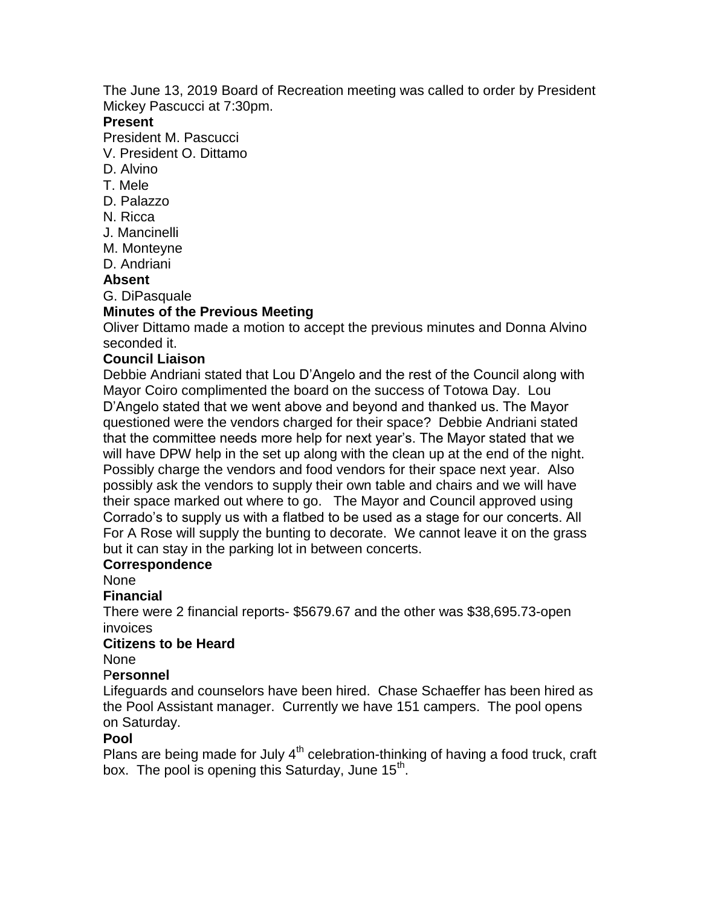The June 13, 2019 Board of Recreation meeting was called to order by President Mickey Pascucci at 7:30pm.

**Present**

President M. Pascucci
V. President O. Dittamo
D. Alvino
T. Mele
D. Palazzo
N. Ricca
J. Mancinelli
M. Monteyne
D. Andriani

**Absent**

G. DiPasquale

**Minutes of the Previous Meeting**

Oliver Dittamo made a motion to accept the previous minutes and Donna Alvino seconded it.

**Council Liaison**

Debbie Andriani stated that Lou D'Angelo and the rest of the Council along with Mayor Coiro complimented the board on the success of Totowa Day. Lou D'Angelo stated that we went above and beyond and thanked us. The Mayor questioned were the vendors charged for their space? Debbie Andriani stated that the committee needs more help for next year's. The Mayor stated that we will have DPW help in the set up along with the clean up at the end of the night. Possibly charge the vendors and food vendors for their space next year. Also possibly ask the vendors to supply their own table and chairs and we will have their space marked out where to go. The Mayor and Council approved using Corrado's to supply us with a flatbed to be used as a stage for our concerts. All For A Rose will supply the bunting to decorate. We cannot leave it on the grass but it can stay in the parking lot in between concerts.

**Correspondence**

None

**Financial**

There were 2 financial reports- $5679.67 and the other was $38,695.73-open invoices

**Citizens to be Heard**

None

**Personnel**

Lifeguards and counselors have been hired. Chase Schaeffer has been hired as the Pool Assistant manager. Currently we have 151 campers. The pool opens on Saturday.

**Pool**

Plans are being made for July 4th celebration-thinking of having a food truck, craft box. The pool is opening this Saturday, June 15th.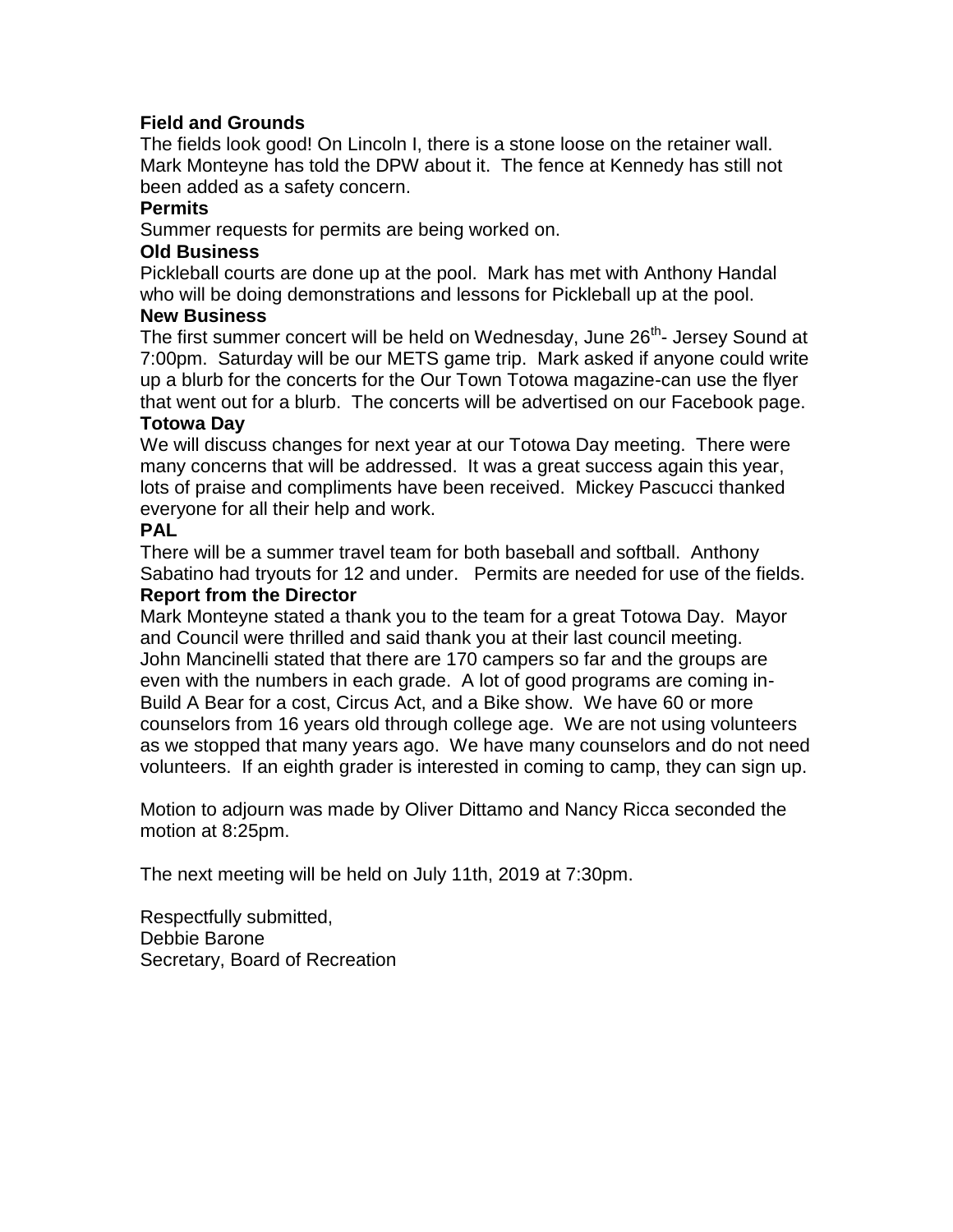**Field and Grounds**

The fields look good! On Lincoln I, there is a stone loose on the retainer wall. Mark Monteyne has told the DPW about it. The fence at Kennedy has still not been added as a safety concern.

**Permits**

Summer requests for permits are being worked on.

**Old Business**

Pickleball courts are done up at the pool. Mark has met with Anthony Handal who will be doing demonstrations and lessons for Pickleball up at the pool.

**New Business**

The first summer concert will be held on Wednesday, June 26th- Jersey Sound at 7:00pm. Saturday will be our METS game trip. Mark asked if anyone could write up a blurb for the concerts for the Our Town Totowa magazine-can use the flyer that went out for a blurb. The concerts will be advertised on our Facebook page.

**Totowa Day**

We will discuss changes for next year at our Totowa Day meeting. There were many concerns that will be addressed. It was a great success again this year, lots of praise and compliments have been received. Mickey Pascucci thanked everyone for all their help and work.

**PAL**

There will be a summer travel team for both baseball and softball. Anthony Sabatino had tryouts for 12 and under. Permits are needed for use of the fields.

**Report from the Director**

Mark Monteyne stated a thank you to the team for a great Totowa Day. Mayor and Council were thrilled and said thank you at their last council meeting. John Mancinelli stated that there are 170 campers so far and the groups are even with the numbers in each grade. A lot of good programs are coming in- Build A Bear for a cost, Circus Act, and a Bike show. We have 60 or more counselors from 16 years old through college age. We are not using volunteers as we stopped that many years ago. We have many counselors and do not need volunteers. If an eighth grader is interested in coming to camp, they can sign up.

Motion to adjourn was made by Oliver Dittamo and Nancy Ricca seconded the motion at 8:25pm.

The next meeting will be held on July 11th, 2019 at 7:30pm.

Respectfully submitted,
Debbie Barone
Secretary, Board of Recreation